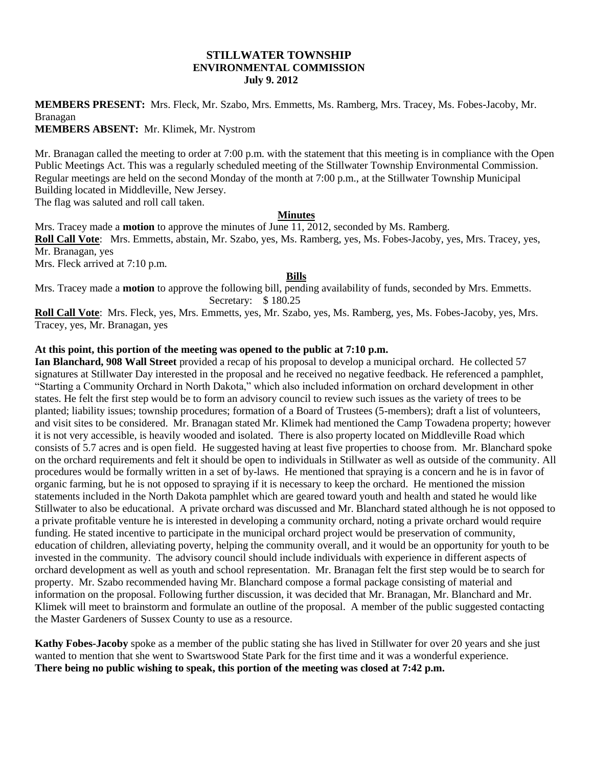# STILLWATER TOWNSHIP
## ENVIRONMENTAL COMMISSION
### July 9. 2012

**MEMBERS PRESENT:** Mrs. Fleck, Mr. Szabo, Mrs. Emmetts, Ms. Ramberg, Mrs. Tracey, Ms. Fobes-Jacoby, Mr. Branagan
**MEMBERS ABSENT:** Mr. Klimek, Mr. Nystrom

Mr. Branagan called the meeting to order at 7:00 p.m. with the statement that this meeting is in compliance with the Open Public Meetings Act. This was a regularly scheduled meeting of the Stillwater Township Environmental Commission. Regular meetings are held on the second Monday of the month at 7:00 p.m., at the Stillwater Township Municipal Building located in Middleville, New Jersey.
The flag was saluted and roll call taken.

**Minutes**

Mrs. Tracey made a **motion** to approve the minutes of June 11, 2012, seconded by Ms. Ramberg.
**Roll Call Vote**: Mrs. Emmetts, abstain, Mr. Szabo, yes, Ms. Ramberg, yes, Ms. Fobes-Jacoby, yes, Mrs. Tracey, yes, Mr. Branagan, yes
Mrs. Fleck arrived at 7:10 p.m.

**Bills**

Mrs. Tracey made a **motion** to approve the following bill, pending availability of funds, seconded by Mrs. Emmetts.
Secretary: $ 180.25
**Roll Call Vote**: Mrs. Fleck, yes, Mrs. Emmetts, yes, Mr. Szabo, yes, Ms. Ramberg, yes, Ms. Fobes-Jacoby, yes, Mrs. Tracey, yes, Mr. Branagan, yes

**At this point, this portion of the meeting was opened to the public at 7:10 p.m.**
**Ian Blanchard, 908 Wall Street** provided a recap of his proposal to develop a municipal orchard. He collected 57 signatures at Stillwater Day interested in the proposal and he received no negative feedback. He referenced a pamphlet, "Starting a Community Orchard in North Dakota," which also included information on orchard development in other states. He felt the first step would be to form an advisory council to review such issues as the variety of trees to be planted; liability issues; township procedures; formation of a Board of Trustees (5-members); draft a list of volunteers, and visit sites to be considered. Mr. Branagan stated Mr. Klimek had mentioned the Camp Towadena property; however it is not very accessible, is heavily wooded and isolated. There is also property located on Middleville Road which consists of 5.7 acres and is open field. He suggested having at least five properties to choose from. Mr. Blanchard spoke on the orchard requirements and felt it should be open to individuals in Stillwater as well as outside of the community. All procedures would be formally written in a set of by-laws. He mentioned that spraying is a concern and he is in favor of organic farming, but he is not opposed to spraying if it is necessary to keep the orchard. He mentioned the mission statements included in the North Dakota pamphlet which are geared toward youth and health and stated he would like Stillwater to also be educational. A private orchard was discussed and Mr. Blanchard stated although he is not opposed to a private profitable venture he is interested in developing a community orchard, noting a private orchard would require funding. He stated incentive to participate in the municipal orchard project would be preservation of community, education of children, alleviating poverty, helping the community overall, and it would be an opportunity for youth to be invested in the community. The advisory council should include individuals with experience in different aspects of orchard development as well as youth and school representation. Mr. Branagan felt the first step would be to search for property. Mr. Szabo recommended having Mr. Blanchard compose a formal package consisting of material and information on the proposal. Following further discussion, it was decided that Mr. Branagan, Mr. Blanchard and Mr. Klimek will meet to brainstorm and formulate an outline of the proposal. A member of the public suggested contacting the Master Gardeners of Sussex County to use as a resource.

**Kathy Fobes-Jacoby** spoke as a member of the public stating she has lived in Stillwater for over 20 years and she just wanted to mention that she went to Swartswood State Park for the first time and it was a wonderful experience.
**There being no public wishing to speak, this portion of the meeting was closed at 7:42 p.m.**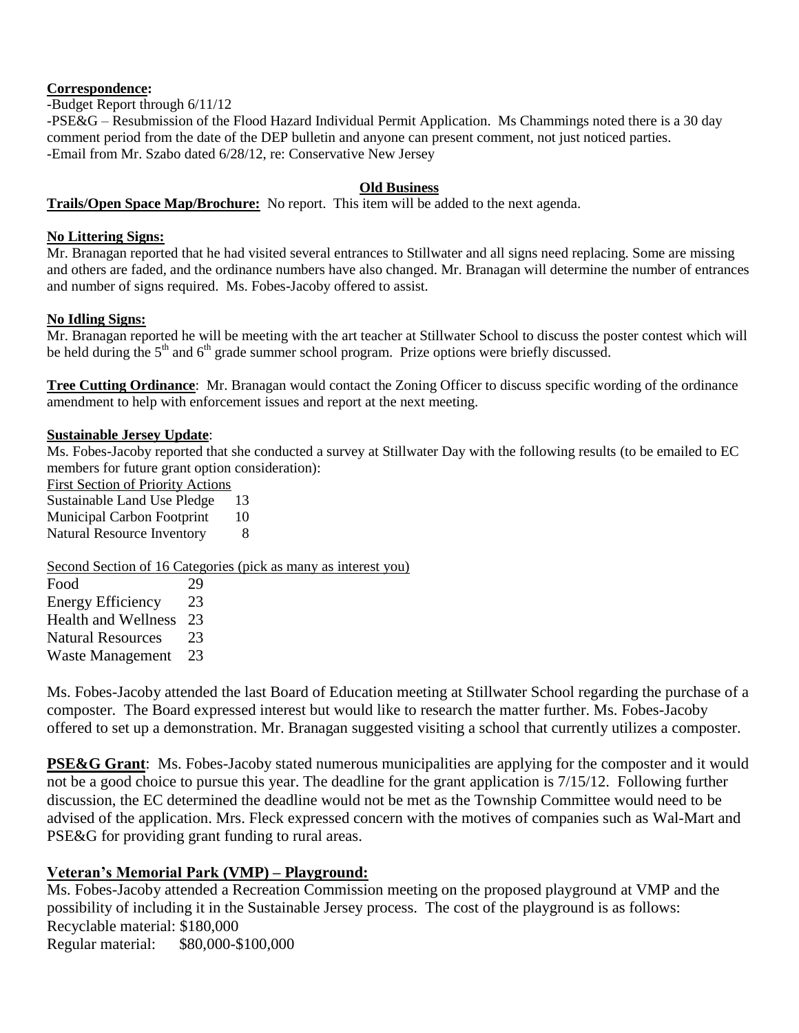**Correspondence:**

-Budget Report through 6/11/12

-PSE&G – Resubmission of the Flood Hazard Individual Permit Application. Ms Chammings noted there is a 30 day comment period from the date of the DEP bulletin and anyone can present comment, not just noticed parties.

-Email from Mr. Szabo dated 6/28/12, re: Conservative New Jersey

**Old Business**

**Trails/Open Space Map/Brochure:** No report. This item will be added to the next agenda.

**No Littering Signs:**

Mr. Branagan reported that he had visited several entrances to Stillwater and all signs need replacing. Some are missing and others are faded, and the ordinance numbers have also changed. Mr. Branagan will determine the number of entrances and number of signs required. Ms. Fobes-Jacoby offered to assist.

**No Idling Signs:**

Mr. Branagan reported he will be meeting with the art teacher at Stillwater School to discuss the poster contest which will be held during the 5th and 6th grade summer school program. Prize options were briefly discussed.

**Tree Cutting Ordinance**: Mr. Branagan would contact the Zoning Officer to discuss specific wording of the ordinance amendment to help with enforcement issues and report at the next meeting.

**Sustainable Jersey Update**:

Ms. Fobes-Jacoby reported that she conducted a survey at Stillwater Day with the following results (to be emailed to EC members for future grant option consideration):

First Section of Priority Actions

| | |
|---|---|
| Sustainable Land Use Pledge | 13 |
| Municipal Carbon Footprint | 10 |
| Natural Resource Inventory | 8 |

Second Section of 16 Categories (pick as many as interest you)

| | |
|---|---|
| Food | 29 |
| Energy Efficiency | 23 |
| Health and Wellness | 23 |
| Natural Resources | 23 |
| Waste Management | 23 |

Ms. Fobes-Jacoby attended the last Board of Education meeting at Stillwater School regarding the purchase of a composter. The Board expressed interest but would like to research the matter further. Ms. Fobes-Jacoby offered to set up a demonstration. Mr. Branagan suggested visiting a school that currently utilizes a composter.

**PSE&G Grant**: Ms. Fobes-Jacoby stated numerous municipalities are applying for the composter and it would not be a good choice to pursue this year. The deadline for the grant application is 7/15/12. Following further discussion, the EC determined the deadline would not be met as the Township Committee would need to be advised of the application. Mrs. Fleck expressed concern with the motives of companies such as Wal-Mart and PSE&G for providing grant funding to rural areas.

**Veteran's Memorial Park (VMP) – Playground:**

Ms. Fobes-Jacoby attended a Recreation Commission meeting on the proposed playground at VMP and the possibility of including it in the Sustainable Jersey process. The cost of the playground is as follows:

Recyclable material: $180,000

Regular material: $80,000-$100,000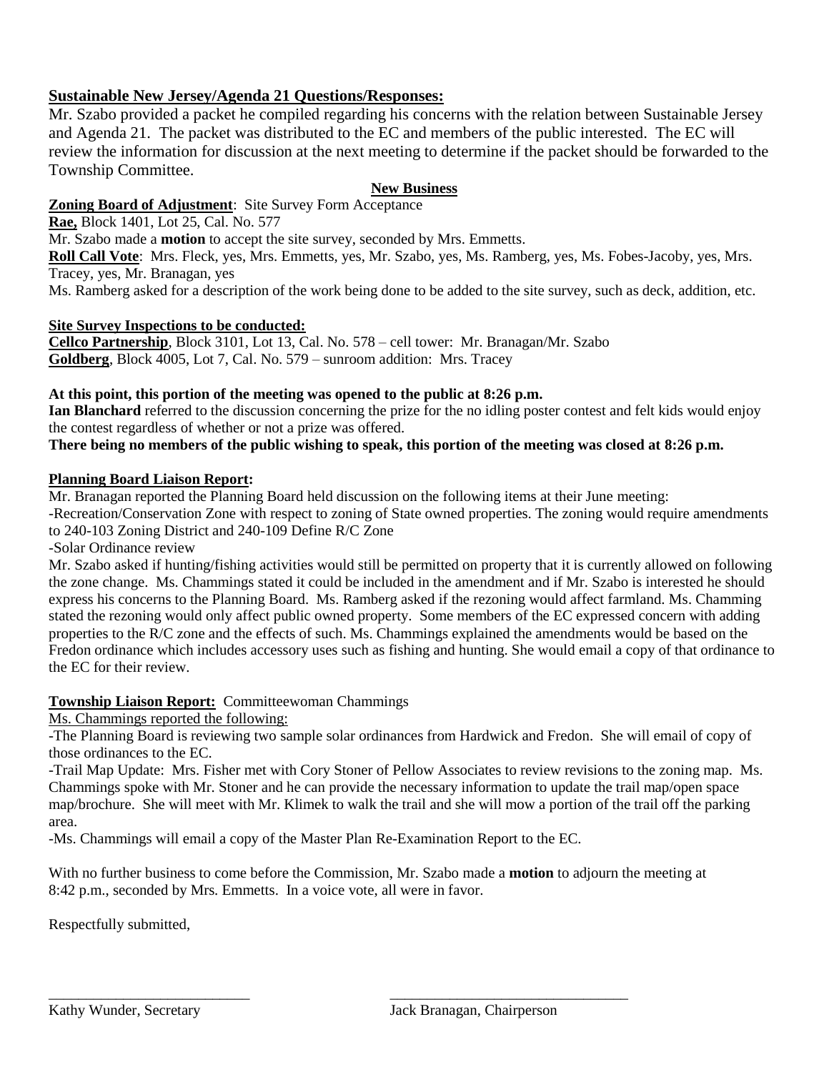**Sustainable New Jersey/Agenda 21 Questions/Responses:**

Mr. Szabo provided a packet he compiled regarding his concerns with the relation between Sustainable Jersey and Agenda 21. The packet was distributed to the EC and members of the public interested. The EC will review the information for discussion at the next meeting to determine if the packet should be forwarded to the Township Committee.

**New Business**

**Zoning Board of Adjustment**: Site Survey Form Acceptance

**Rae,** Block 1401, Lot 25, Cal. No. 577

Mr. Szabo made a **motion** to accept the site survey, seconded by Mrs. Emmetts.

**Roll Call Vote**: Mrs. Fleck, yes, Mrs. Emmetts, yes, Mr. Szabo, yes, Ms. Ramberg, yes, Ms. Fobes-Jacoby, yes, Mrs. Tracey, yes, Mr. Branagan, yes

Ms. Ramberg asked for a description of the work being done to be added to the site survey, such as deck, addition, etc.

**Site Survey Inspections to be conducted:**

**Cellco Partnership**, Block 3101, Lot 13, Cal. No. 578 – cell tower: Mr. Branagan/Mr. Szabo

**Goldberg**, Block 4005, Lot 7, Cal. No. 579 – sunroom addition: Mrs. Tracey

**At this point, this portion of the meeting was opened to the public at 8:26 p.m.**

**Ian Blanchard** referred to the discussion concerning the prize for the no idling poster contest and felt kids would enjoy the contest regardless of whether or not a prize was offered.

**There being no members of the public wishing to speak, this portion of the meeting was closed at 8:26 p.m.**

**Planning Board Liaison Report:**

Mr. Branagan reported the Planning Board held discussion on the following items at their June meeting:

-Recreation/Conservation Zone with respect to zoning of State owned properties. The zoning would require amendments to 240-103 Zoning District and 240-109 Define R/C Zone

-Solar Ordinance review

Mr. Szabo asked if hunting/fishing activities would still be permitted on property that it is currently allowed on following the zone change. Ms. Chammings stated it could be included in the amendment and if Mr. Szabo is interested he should express his concerns to the Planning Board. Ms. Ramberg asked if the rezoning would affect farmland. Ms. Chamming stated the rezoning would only affect public owned property. Some members of the EC expressed concern with adding properties to the R/C zone and the effects of such. Ms. Chammings explained the amendments would be based on the Fredon ordinance which includes accessory uses such as fishing and hunting. She would email a copy of that ordinance to the EC for their review.

**Township Liaison Report:** Committeewoman Chammings

Ms. Chammings reported the following:

-The Planning Board is reviewing two sample solar ordinances from Hardwick and Fredon. She will email of copy of those ordinances to the EC.

-Trail Map Update: Mrs. Fisher met with Cory Stoner of Pellow Associates to review revisions to the zoning map. Ms. Chammings spoke with Mr. Stoner and he can provide the necessary information to update the trail map/open space map/brochure. She will meet with Mr. Klimek to walk the trail and she will mow a portion of the trail off the parking area.

-Ms. Chammings will email a copy of the Master Plan Re-Examination Report to the EC.

With no further business to come before the Commission, Mr. Szabo made a **motion** to adjourn the meeting at 8:42 p.m., seconded by Mrs. Emmetts. In a voice vote, all were in favor.

Respectfully submitted,

\_\_\_\_\_\_\_\_\_\_\_\_\_\_\_\_\_\_\_\_\_\_\_\_\_\_\_ \_\_\_\_\_\_\_\_\_\_\_\_\_\_\_\_\_\_\_\_\_\_\_\_\_\_\_\_\_\_\_\_

Kathy Wunder, Secretary Jack Branagan, Chairperson